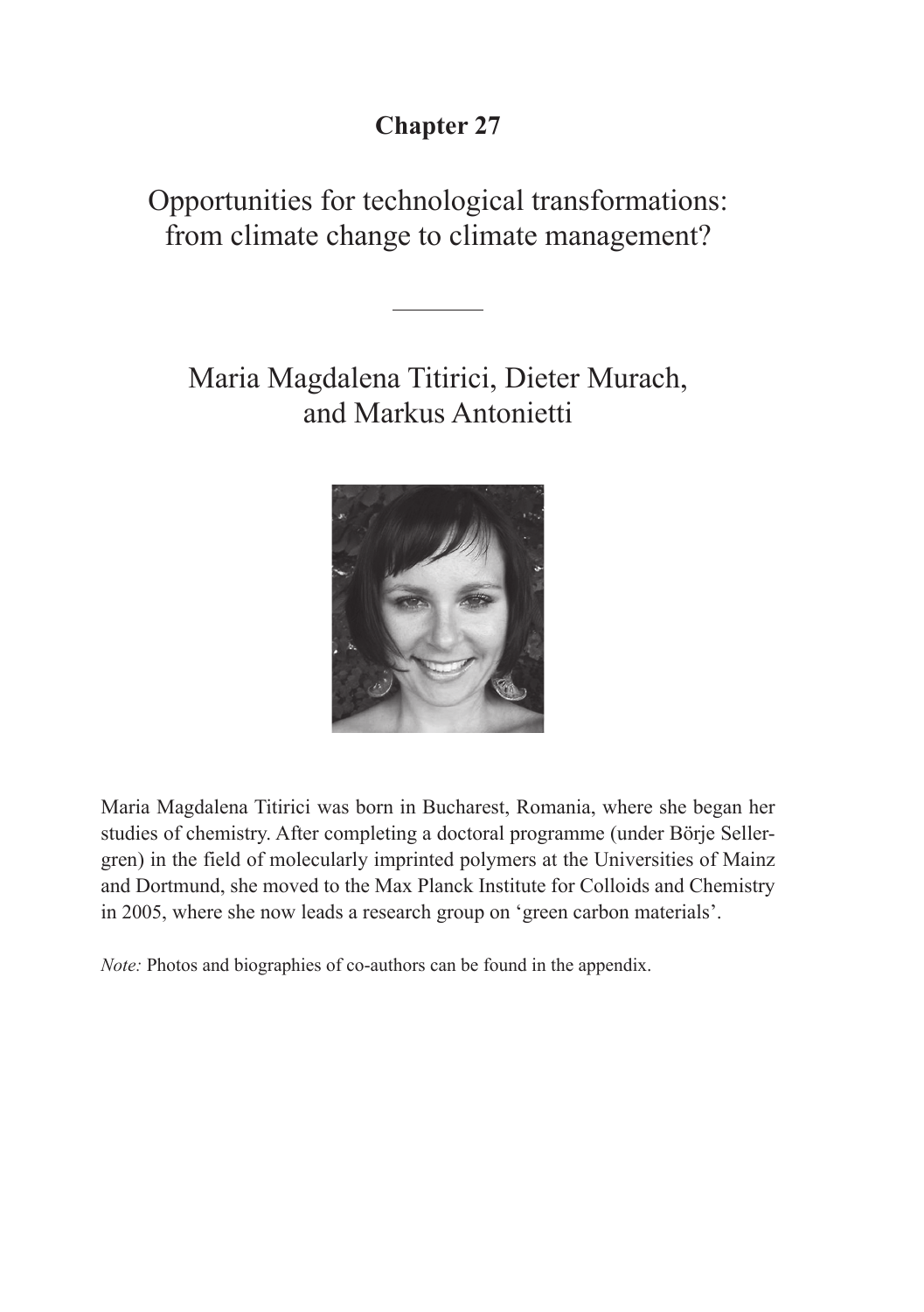# Chapter 27

## Opportunities for technological transformations: from climate change to climate management?

---

### Maria Magdalena Titirici, Dieter Murach, and Markus Antonietti

Maria Magdalena Titirici was born in Bucharest, Romania, where she began her studies of chemistry. After completing a doctoral programme (under Börje Sellergren) in the field of molecularly imprinted polymers at the Universities of Mainz and Dortmund, she moved to the Max Planck Institute for Colloids and Chemistry in 2005, where she now leads a research group on 'green carbon materials'.

*Note:* Photos and biographies of co-authors can be found in the appendix.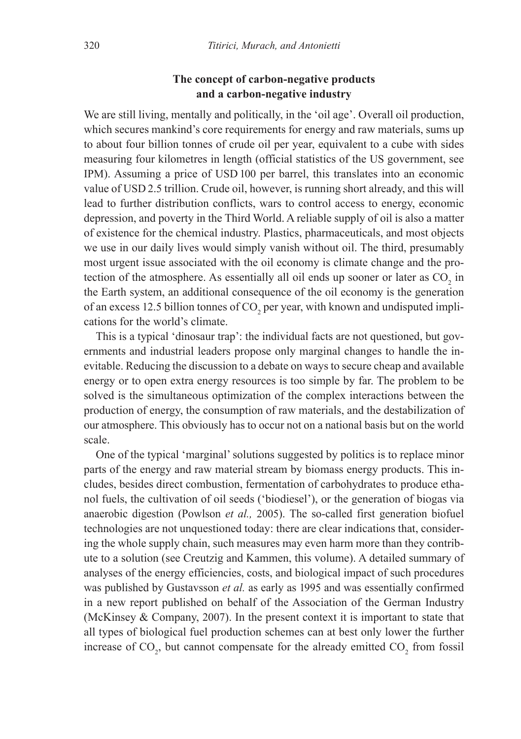## The concept of carbon-negative products and a carbon-negative industry

We are still living, mentally and politically, in the 'oil age'. Overall oil production, which secures mankind's core requirements for energy and raw materials, sums up to about four billion tonnes of crude oil per year, equivalent to a cube with sides measuring four kilometres in length (official statistics of the US government, see IPM). Assuming a price of USD 100 per barrel, this translates into an economic value of USD 2.5 trillion. Crude oil, however, is running short already, and this will lead to further distribution conflicts, wars to control access to energy, economic depression, and poverty in the Third World. A reliable supply of oil is also a matter of existence for the chemical industry. Plastics, pharmaceuticals, and most objects we use in our daily lives would simply vanish without oil. The third, presumably most urgent issue associated with the oil economy is climate change and the protection of the atmosphere. As essentially all oil ends up sooner or later as $CO_2$ in the Earth system, an additional consequence of the oil economy is the generation of an excess 12.5 billion tonnes of $CO_2$ per year, with known and undisputed implications for the world's climate.

This is a typical 'dinosaur trap': the individual facts are not questioned, but governments and industrial leaders propose only marginal changes to handle the inevitable. Reducing the discussion to a debate on ways to secure cheap and available energy or to open extra energy resources is too simple by far. The problem to be solved is the simultaneous optimization of the complex interactions between the production of energy, the consumption of raw materials, and the destabilization of our atmosphere. This obviously has to occur not on a national basis but on the world scale.

One of the typical 'marginal' solutions suggested by politics is to replace minor parts of the energy and raw material stream by biomass energy products. This includes, besides direct combustion, fermentation of carbohydrates to produce ethanol fuels, the cultivation of oil seeds ('biodiesel'), or the generation of biogas via anaerobic digestion (Powlson *et al.,* 2005). The so-called first generation biofuel technologies are not unquestioned today: there are clear indications that, considering the whole supply chain, such measures may even harm more than they contribute to a solution (see Creutzig and Kammen, this volume). A detailed summary of analyses of the energy efficiencies, costs, and biological impact of such procedures was published by Gustavsson *et al.* as early as 1995 and was essentially confirmed in a new report published on behalf of the Association of the German Industry (McKinsey & Company, 2007). In the present context it is important to state that all types of biological fuel production schemes can at best only lower the further increase of $CO_2$, but cannot compensate for the already emitted $CO_2$ from fossil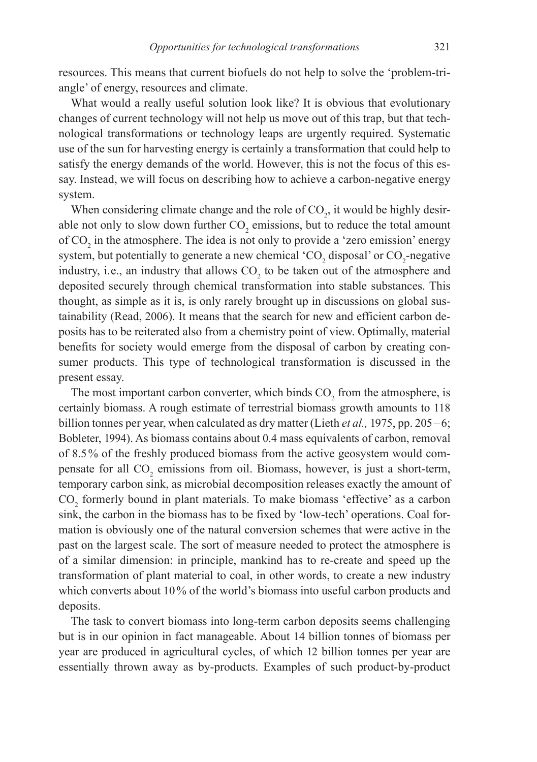resources. This means that current biofuels do not help to solve the 'problem-triangle' of energy, resources and climate.

What would a really useful solution look like? It is obvious that evolutionary changes of current technology will not help us move out of this trap, but that technological transformations or technology leaps are urgently required. Systematic use of the sun for harvesting energy is certainly a transformation that could help to satisfy the energy demands of the world. However, this is not the focus of this essay. Instead, we will focus on describing how to achieve a carbon-negative energy system.

When considering climate change and the role of $CO_2$, it would be highly desirable not only to slow down further $CO_2$ emissions, but to reduce the total amount of $CO_2$ in the atmosphere. The idea is not only to provide a 'zero emission' energy system, but potentially to generate a new chemical '$CO_2$ disposal' or $CO_2$-negative industry, i.e., an industry that allows $CO_2$ to be taken out of the atmosphere and deposited securely through chemical transformation into stable substances. This thought, as simple as it is, is only rarely brought up in discussions on global sustainability (Read, 2006). It means that the search for new and efficient carbon deposits has to be reiterated also from a chemistry point of view. Optimally, material benefits for society would emerge from the disposal of carbon by creating consumer products. This type of technological transformation is discussed in the present essay.

The most important carbon converter, which binds $CO_2$ from the atmosphere, is certainly biomass. A rough estimate of terrestrial biomass growth amounts to 118 billion tonnes per year, when calculated as dry matter (Lieth *et al.,* 1975, pp. 205–6; Bobleter, 1994). As biomass contains about 0.4 mass equivalents of carbon, removal of 8.5% of the freshly produced biomass from the active geosystem would compensate for all $CO_2$ emissions from oil. Biomass, however, is just a short-term, temporary carbon sink, as microbial decomposition releases exactly the amount of $CO_2$ formerly bound in plant materials. To make biomass 'effective' as a carbon sink, the carbon in the biomass has to be fixed by 'low-tech' operations. Coal formation is obviously one of the natural conversion schemes that were active in the past on the largest scale. The sort of measure needed to protect the atmosphere is of a similar dimension: in principle, mankind has to re-create and speed up the transformation of plant material to coal, in other words, to create a new industry which converts about 10% of the world's biomass into useful carbon products and deposits.

The task to convert biomass into long-term carbon deposits seems challenging but is in our opinion in fact manageable. About 14 billion tonnes of biomass per year are produced in agricultural cycles, of which 12 billion tonnes per year are essentially thrown away as by-products. Examples of such product-by-product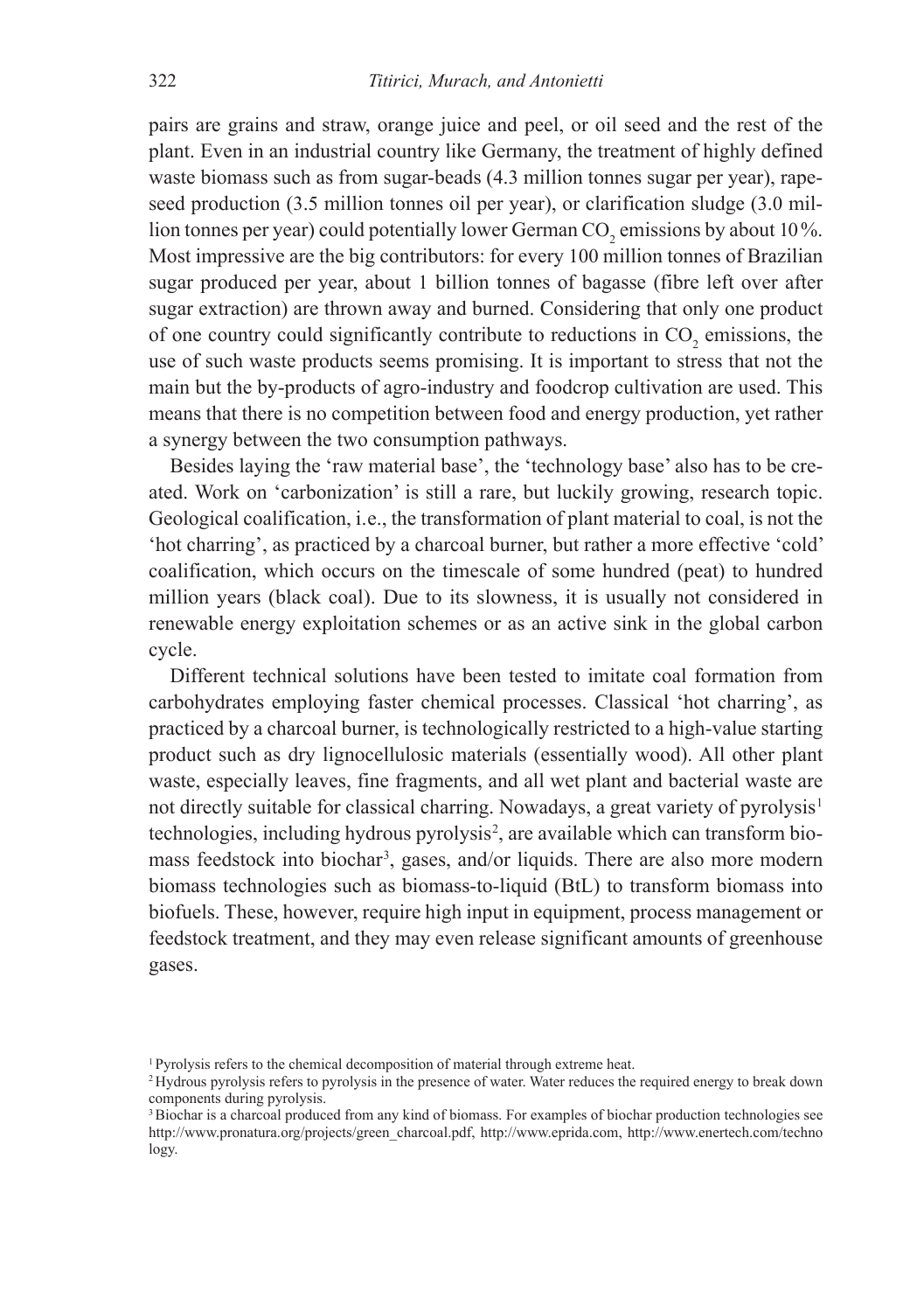pairs are grains and straw, orange juice and peel, or oil seed and the rest of the plant. Even in an industrial country like Germany, the treatment of highly defined waste biomass such as from sugar-beads (4.3 million tonnes sugar per year), rapeseed production (3.5 million tonnes oil per year), or clarification sludge (3.0 million tonnes per year) could potentially lower German $CO_2$ emissions by about 10%. Most impressive are the big contributors: for every 100 million tonnes of Brazilian sugar produced per year, about 1 billion tonnes of bagasse (fibre left over after sugar extraction) are thrown away and burned. Considering that only one product of one country could significantly contribute to reductions in $CO_2$ emissions, the use of such waste products seems promising. It is important to stress that not the main but the by-products of agro-industry and foodcrop cultivation are used. This means that there is no competition between food and energy production, yet rather a synergy between the two consumption pathways.

Besides laying the 'raw material base', the 'technology base' also has to be created. Work on 'carbonization' is still a rare, but luckily growing, research topic. Geological coalification, i.e., the transformation of plant material to coal, is not the 'hot charring', as practiced by a charcoal burner, but rather a more effective 'cold' coalification, which occurs on the timescale of some hundred (peat) to hundred million years (black coal). Due to its slowness, it is usually not considered in renewable energy exploitation schemes or as an active sink in the global carbon cycle.

Different technical solutions have been tested to imitate coal formation from carbohydrates employing faster chemical processes. Classical 'hot charring', as practiced by a charcoal burner, is technologically restricted to a high-value starting product such as dry lignocellulosic materials (essentially wood). All other plant waste, especially leaves, fine fragments, and all wet plant and bacterial waste are not directly suitable for classical charring. Nowadays, a great variety of pyrolysis[1] technologies, including hydrous pyrolysis[2], are available which can transform biomass feedstock into biochar[3], gases, and/or liquids. There are also more modern biomass technologies such as biomass-to-liquid (BtL) to transform biomass into biofuels. These, however, require high input in equipment, process management or feedstock treatment, and they may even release significant amounts of greenhouse gases.

[1] Pyrolysis refers to the chemical decomposition of material through extreme heat.

[2] Hydrous pyrolysis refers to pyrolysis in the presence of water. Water reduces the required energy to break down components during pyrolysis.

[3] Biochar is a charcoal produced from any kind of biomass. For examples of biochar production technologies see http://www.pronatura.org/projects/green_charcoal.pdf, http://www.eprida.com, http://www.enertech.com/technology.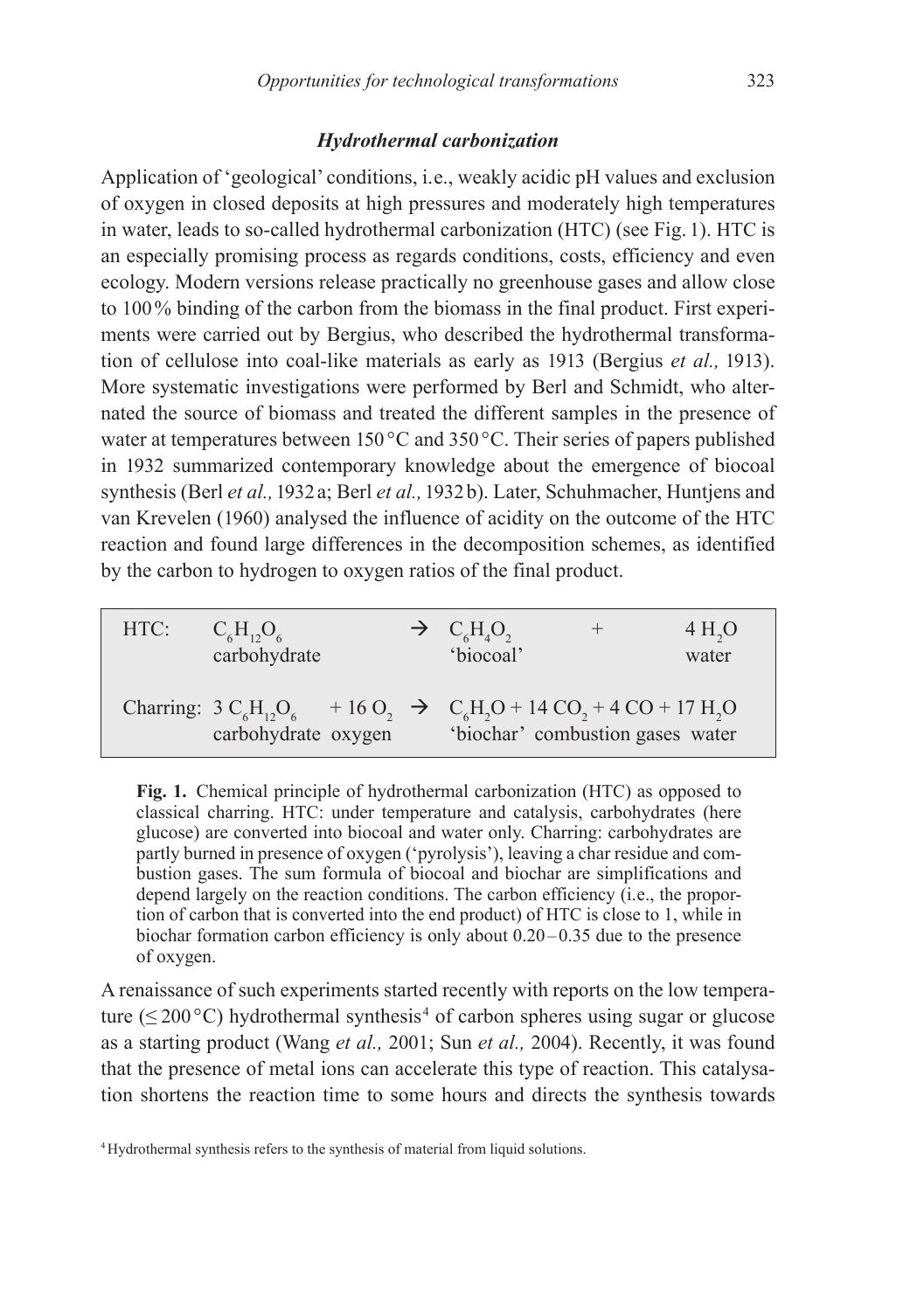### *Hydrothermal carbonization*

Application of 'geological' conditions, i.e., weakly acidic pH values and exclusion of oxygen in closed deposits at high pressures and moderately high temperatures in water, leads to so-called hydrothermal carbonization (HTC) (see Fig. 1). HTC is an especially promising process as regards conditions, costs, efficiency and even ecology. Modern versions release practically no greenhouse gases and allow close to 100% binding of the carbon from the biomass in the final product. First experiments were carried out by Bergius, who described the hydrothermal transformation of cellulose into coal-like materials as early as 1913 (Bergius *et al.,* 1913). More systematic investigations were performed by Berl and Schmidt, who alternated the source of biomass and treated the different samples in the presence of water at temperatures between 150 °C and 350 °C. Their series of papers published in 1932 summarized contemporary knowledge about the emergence of biocoal synthesis (Berl *et al.,* 1932 a; Berl *et al.,* 1932 b). Later, Schuhmacher, Huntjens and van Krevelen (1960) analysed the influence of acidity on the outcome of the HTC reaction and found large differences in the decomposition schemes, as identified by the carbon to hydrogen to oxygen ratios of the final product.

HTC: $C_6H_{12}O_6$ (carbohydrate) → $C_6H_4O_2$ ('biocoal') + $4\ H_2O$ (water)

Charring: $3\ C_6H_{12}O_6$ (carbohydrate) + $16\ O_2$ (oxygen) → $C_6H_2O$ ('biochar') + $14\ CO_2 + 4\ CO$ (combustion gases) + $17\ H_2O$ (water)

**Fig. 1.** Chemical principle of hydrothermal carbonization (HTC) as opposed to classical charring. HTC: under temperature and catalysis, carbohydrates (here glucose) are converted into biocoal and water only. Charring: carbohydrates are partly burned in presence of oxygen ('pyrolysis'), leaving a char residue and combustion gases. The sum formula of biocoal and biochar are simplifications and depend largely on the reaction conditions. The carbon efficiency (i.e., the proportion of carbon that is converted into the end product) of HTC is close to 1, while in biochar formation carbon efficiency is only about 0.20 – 0.35 due to the presence of oxygen.

A renaissance of such experiments started recently with reports on the low temperature (≤ 200 °C) hydrothermal synthesis[4] of carbon spheres using sugar or glucose as a starting product (Wang *et al.,* 2001; Sun *et al.,* 2004). Recently, it was found that the presence of metal ions can accelerate this type of reaction. This catalysation shortens the reaction time to some hours and directs the synthesis towards

[4] Hydrothermal synthesis refers to the synthesis of material from liquid solutions.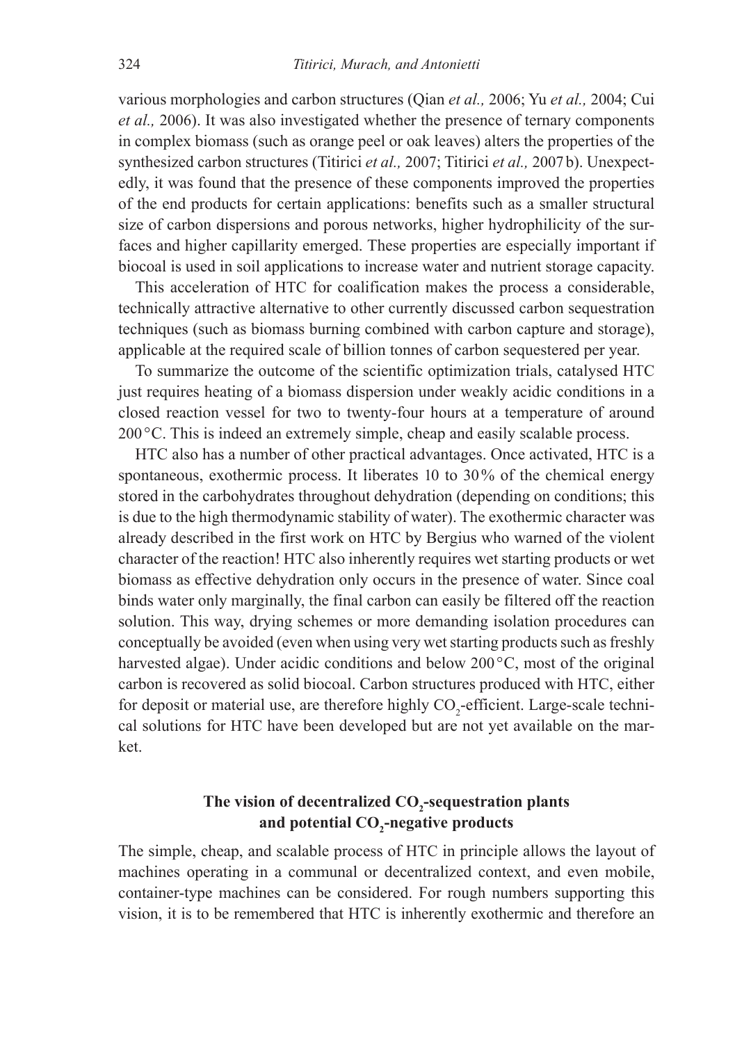various morphologies and carbon structures (Qian *et al.,* 2006; Yu *et al.,* 2004; Cui *et al.,* 2006). It was also investigated whether the presence of ternary components in complex biomass (such as orange peel or oak leaves) alters the properties of the synthesized carbon structures (Titirici *et al.,* 2007; Titirici *et al.,* 2007b). Unexpectedly, it was found that the presence of these components improved the properties of the end products for certain applications: benefits such as a smaller structural size of carbon dispersions and porous networks, higher hydrophilicity of the surfaces and higher capillarity emerged. These properties are especially important if biocoal is used in soil applications to increase water and nutrient storage capacity.

This acceleration of HTC for coalification makes the process a considerable, technically attractive alternative to other currently discussed carbon sequestration techniques (such as biomass burning combined with carbon capture and storage), applicable at the required scale of billion tonnes of carbon sequestered per year.

To summarize the outcome of the scientific optimization trials, catalysed HTC just requires heating of a biomass dispersion under weakly acidic conditions in a closed reaction vessel for two to twenty-four hours at a temperature of around 200 °C. This is indeed an extremely simple, cheap and easily scalable process.

HTC also has a number of other practical advantages. Once activated, HTC is a spontaneous, exothermic process. It liberates 10 to 30 % of the chemical energy stored in the carbohydrates throughout dehydration (depending on conditions; this is due to the high thermodynamic stability of water). The exothermic character was already described in the first work on HTC by Bergius who warned of the violent character of the reaction! HTC also inherently requires wet starting products or wet biomass as effective dehydration only occurs in the presence of water. Since coal binds water only marginally, the final carbon can easily be filtered off the reaction solution. This way, drying schemes or more demanding isolation procedures can conceptually be avoided (even when using very wet starting products such as freshly harvested algae). Under acidic conditions and below 200 °C, most of the original carbon is recovered as solid biocoal. Carbon structures produced with HTC, either for deposit or material use, are therefore highly $CO_2$-efficient. Large-scale technical solutions for HTC have been developed but are not yet available on the market.

## The vision of decentralized $CO_2$-sequestration plants and potential $CO_2$-negative products

The simple, cheap, and scalable process of HTC in principle allows the layout of machines operating in a communal or decentralized context, and even mobile, container-type machines can be considered. For rough numbers supporting this vision, it is to be remembered that HTC is inherently exothermic and therefore an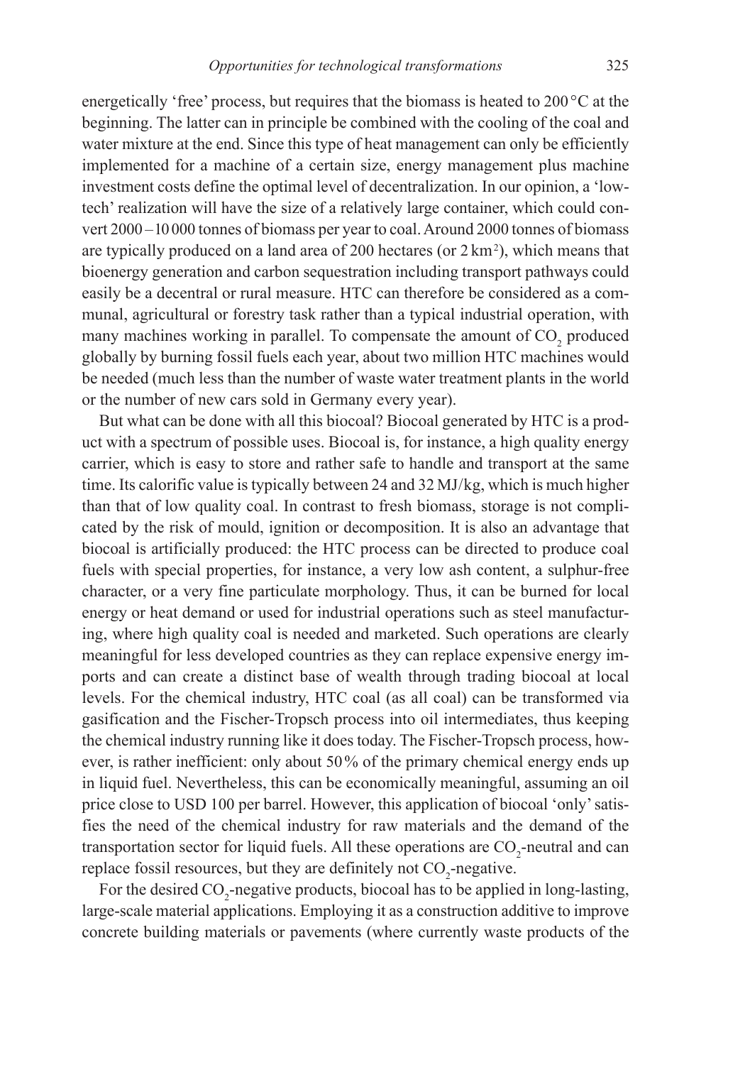energetically 'free' process, but requires that the biomass is heated to 200 °C at the beginning. The latter can in principle be combined with the cooling of the coal and water mixture at the end. Since this type of heat management can only be efficiently implemented for a machine of a certain size, energy management plus machine investment costs define the optimal level of decentralization. In our opinion, a 'low-tech' realization will have the size of a relatively large container, which could convert 2000 – 10 000 tonnes of biomass per year to coal. Around 2000 tonnes of biomass are typically produced on a land area of 200 hectares (or 2 $km^2$), which means that bioenergy generation and carbon sequestration including transport pathways could easily be a decentral or rural measure. HTC can therefore be considered as a communal, agricultural or forestry task rather than a typical industrial operation, with many machines working in parallel. To compensate the amount of $CO_2$ produced globally by burning fossil fuels each year, about two million HTC machines would be needed (much less than the number of waste water treatment plants in the world or the number of new cars sold in Germany every year).

But what can be done with all this biocoal? Biocoal generated by HTC is a product with a spectrum of possible uses. Biocoal is, for instance, a high quality energy carrier, which is easy to store and rather safe to handle and transport at the same time. Its calorific value is typically between 24 and 32 MJ/kg, which is much higher than that of low quality coal. In contrast to fresh biomass, storage is not complicated by the risk of mould, ignition or decomposition. It is also an advantage that biocoal is artificially produced: the HTC process can be directed to produce coal fuels with special properties, for instance, a very low ash content, a sulphur-free character, or a very fine particulate morphology. Thus, it can be burned for local energy or heat demand or used for industrial operations such as steel manufacturing, where high quality coal is needed and marketed. Such operations are clearly meaningful for less developed countries as they can replace expensive energy imports and can create a distinct base of wealth through trading biocoal at local levels. For the chemical industry, HTC coal (as all coal) can be transformed via gasification and the Fischer-Tropsch process into oil intermediates, thus keeping the chemical industry running like it does today. The Fischer-Tropsch process, however, is rather inefficient: only about 50 % of the primary chemical energy ends up in liquid fuel. Nevertheless, this can be economically meaningful, assuming an oil price close to USD 100 per barrel. However, this application of biocoal 'only' satisfies the need of the chemical industry for raw materials and the demand of the transportation sector for liquid fuels. All these operations are $CO_2$-neutral and can replace fossil resources, but they are definitely not $CO_2$-negative.

For the desired $CO_2$-negative products, biocoal has to be applied in long-lasting, large-scale material applications. Employing it as a construction additive to improve concrete building materials or pavements (where currently waste products of the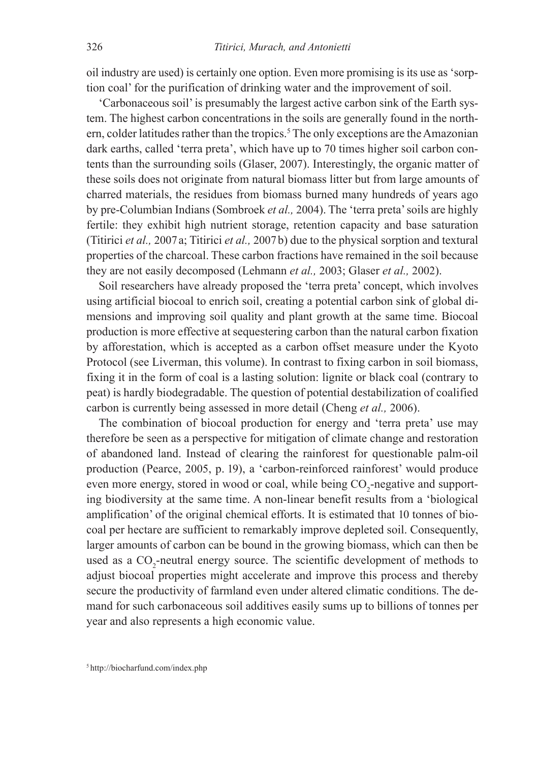oil industry are used) is certainly one option. Even more promising is its use as 'sorption coal' for the purification of drinking water and the improvement of soil.

'Carbonaceous soil' is presumably the largest active carbon sink of the Earth system. The highest carbon concentrations in the soils are generally found in the northern, colder latitudes rather than the tropics.[5] The only exceptions are the Amazonian dark earths, called 'terra preta', which have up to 70 times higher soil carbon contents than the surrounding soils (Glaser, 2007). Interestingly, the organic matter of these soils does not originate from natural biomass litter but from large amounts of charred materials, the residues from biomass burned many hundreds of years ago by pre-Columbian Indians (Sombroek *et al.,* 2004). The 'terra preta' soils are highly fertile: they exhibit high nutrient storage, retention capacity and base saturation (Titirici *et al.,* 2007 a; Titirici *et al.,* 2007 b) due to the physical sorption and textural properties of the charcoal. These carbon fractions have remained in the soil because they are not easily decomposed (Lehmann *et al.,* 2003; Glaser *et al.,* 2002).

Soil researchers have already proposed the 'terra preta' concept, which involves using artificial biocoal to enrich soil, creating a potential carbon sink of global dimensions and improving soil quality and plant growth at the same time. Biocoal production is more effective at sequestering carbon than the natural carbon fixation by afforestation, which is accepted as a carbon offset measure under the Kyoto Protocol (see Liverman, this volume). In contrast to fixing carbon in soil biomass, fixing it in the form of coal is a lasting solution: lignite or black coal (contrary to peat) is hardly biodegradable. The question of potential destabilization of coalified carbon is currently being assessed in more detail (Cheng *et al.,* 2006).

The combination of biocoal production for energy and 'terra preta' use may therefore be seen as a perspective for mitigation of climate change and restoration of abandoned land. Instead of clearing the rainforest for questionable palm-oil production (Pearce, 2005, p. 19), a 'carbon-reinforced rainforest' would produce even more energy, stored in wood or coal, while being $CO_2$-negative and supporting biodiversity at the same time. A non-linear benefit results from a 'biological amplification' of the original chemical efforts. It is estimated that 10 tonnes of biocoal per hectare are sufficient to remarkably improve depleted soil. Consequently, larger amounts of carbon can be bound in the growing biomass, which can then be used as a $CO_2$-neutral energy source. The scientific development of methods to adjust biocoal properties might accelerate and improve this process and thereby secure the productivity of farmland even under altered climatic conditions. The demand for such carbonaceous soil additives easily sums up to billions of tonnes per year and also represents a high economic value.

[5] http://biocharfund.com/index.php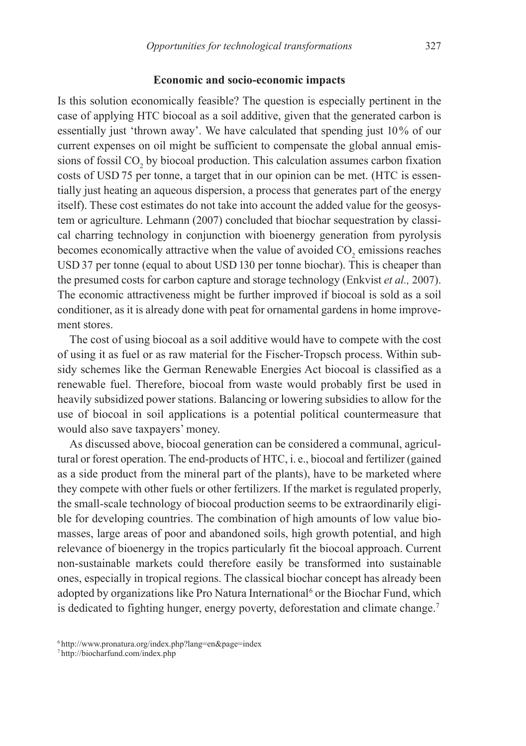### Economic and socio-economic impacts

Is this solution economically feasible? The question is especially pertinent in the case of applying HTC biocoal as a soil additive, given that the generated carbon is essentially just 'thrown away'. We have calculated that spending just 10% of our current expenses on oil might be sufficient to compensate the global annual emissions of fossil $CO_2$ by biocoal production. This calculation assumes carbon fixation costs of USD 75 per tonne, a target that in our opinion can be met. (HTC is essentially just heating an aqueous dispersion, a process that generates part of the energy itself). These cost estimates do not take into account the added value for the geosystem or agriculture. Lehmann (2007) concluded that biochar sequestration by classical charring technology in conjunction with bioenergy generation from pyrolysis becomes economically attractive when the value of avoided $CO_2$ emissions reaches USD 37 per tonne (equal to about USD 130 per tonne biochar). This is cheaper than the presumed costs for carbon capture and storage technology (Enkvist *et al.,* 2007). The economic attractiveness might be further improved if biocoal is sold as a soil conditioner, as it is already done with peat for ornamental gardens in home improvement stores.

The cost of using biocoal as a soil additive would have to compete with the cost of using it as fuel or as raw material for the Fischer-Tropsch process. Within subsidy schemes like the German Renewable Energies Act biocoal is classified as a renewable fuel. Therefore, biocoal from waste would probably first be used in heavily subsidized power stations. Balancing or lowering subsidies to allow for the use of biocoal in soil applications is a potential political countermeasure that would also save taxpayers' money.

As discussed above, biocoal generation can be considered a communal, agricultural or forest operation. The end-products of HTC, i. e., biocoal and fertilizer (gained as a side product from the mineral part of the plants), have to be marketed where they compete with other fuels or other fertilizers. If the market is regulated properly, the small-scale technology of biocoal production seems to be extraordinarily eligible for developing countries. The combination of high amounts of low value biomasses, large areas of poor and abandoned soils, high growth potential, and high relevance of bioenergy in the tropics particularly fit the biocoal approach. Current non-sustainable markets could therefore easily be transformed into sustainable ones, especially in tropical regions. The classical biochar concept has already been adopted by organizations like Pro Natura International[6] or the Biochar Fund, which is dedicated to fighting hunger, energy poverty, deforestation and climate change.[7]

[6] http://www.pronatura.org/index.php?lang=en&page=index

[7] http://biocharfund.com/index.php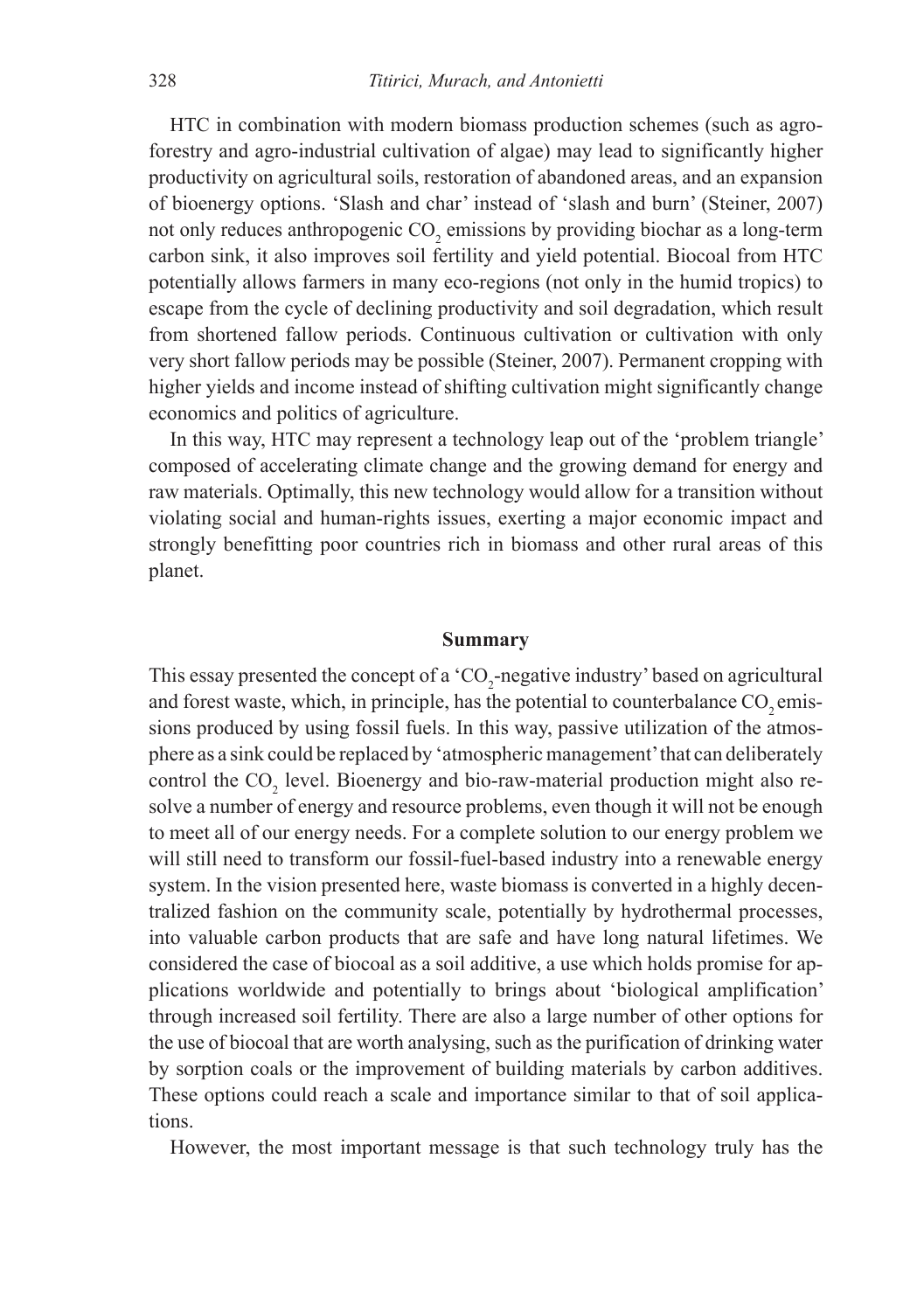HTC in combination with modern biomass production schemes (such as agroforestry and agro-industrial cultivation of algae) may lead to significantly higher productivity on agricultural soils, restoration of abandoned areas, and an expansion of bioenergy options. 'Slash and char' instead of 'slash and burn' (Steiner, 2007) not only reduces anthropogenic $CO_2$ emissions by providing biochar as a long-term carbon sink, it also improves soil fertility and yield potential. Biocoal from HTC potentially allows farmers in many eco-regions (not only in the humid tropics) to escape from the cycle of declining productivity and soil degradation, which result from shortened fallow periods. Continuous cultivation or cultivation with only very short fallow periods may be possible (Steiner, 2007). Permanent cropping with higher yields and income instead of shifting cultivation might significantly change economics and politics of agriculture.

In this way, HTC may represent a technology leap out of the 'problem triangle' composed of accelerating climate change and the growing demand for energy and raw materials. Optimally, this new technology would allow for a transition without violating social and human-rights issues, exerting a major economic impact and strongly benefitting poor countries rich in biomass and other rural areas of this planet.

## Summary

This essay presented the concept of a '$CO_2$-negative industry' based on agricultural and forest waste, which, in principle, has the potential to counterbalance $CO_2$ emissions produced by using fossil fuels. In this way, passive utilization of the atmosphere as a sink could be replaced by 'atmospheric management' that can deliberately control the $CO_2$ level. Bioenergy and bio-raw-material production might also resolve a number of energy and resource problems, even though it will not be enough to meet all of our energy needs. For a complete solution to our energy problem we will still need to transform our fossil-fuel-based industry into a renewable energy system. In the vision presented here, waste biomass is converted in a highly decentralized fashion on the community scale, potentially by hydrothermal processes, into valuable carbon products that are safe and have long natural lifetimes. We considered the case of biocoal as a soil additive, a use which holds promise for applications worldwide and potentially to brings about 'biological amplification' through increased soil fertility. There are also a large number of other options for the use of biocoal that are worth analysing, such as the purification of drinking water by sorption coals or the improvement of building materials by carbon additives. These options could reach a scale and importance similar to that of soil applications.

However, the most important message is that such technology truly has the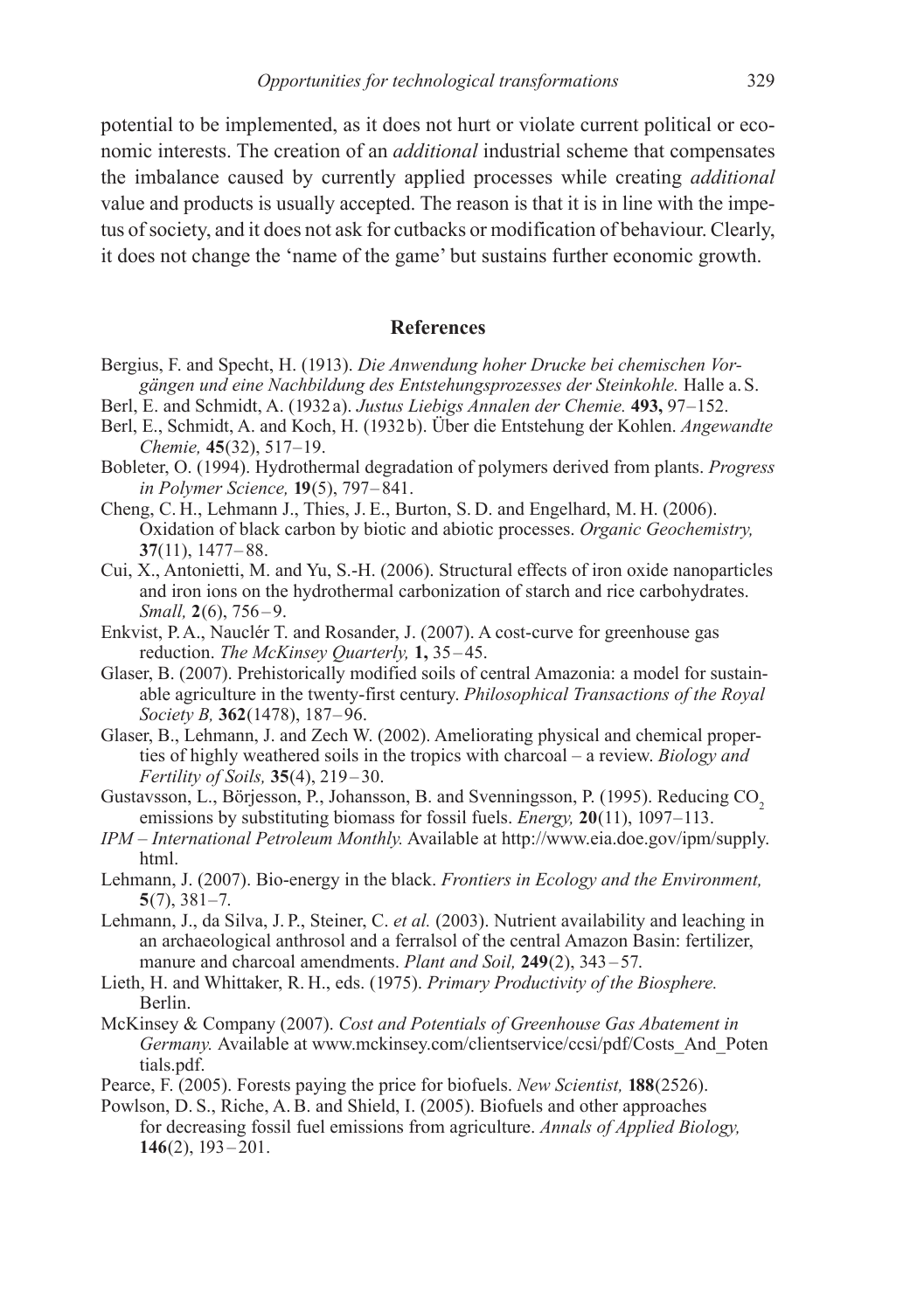potential to be implemented, as it does not hurt or violate current political or economic interests. The creation of an *additional* industrial scheme that compensates the imbalance caused by currently applied processes while creating *additional* value and products is usually accepted. The reason is that it is in line with the impetus of society, and it does not ask for cutbacks or modification of behaviour. Clearly, it does not change the 'name of the game' but sustains further economic growth.

## References

Bergius, F. and Specht, H. (1913). *Die Anwendung hoher Drucke bei chemischen Vorgängen und eine Nachbildung des Entstehungsprozesses der Steinkohle.* Halle a. S.

Berl, E. and Schmidt, A. (1932 a). *Justus Liebigs Annalen der Chemie.* **493,** 97–152.

Berl, E., Schmidt, A. and Koch, H. (1932 b). Über die Entstehung der Kohlen. *Angewandte Chemie,* **45**(32), 517–19.

Bobleter, O. (1994). Hydrothermal degradation of polymers derived from plants. *Progress in Polymer Science,* **19**(5), 797–841.

Cheng, C. H., Lehmann J., Thies, J. E., Burton, S. D. and Engelhard, M. H. (2006). Oxidation of black carbon by biotic and abiotic processes. *Organic Geochemistry,* **37**(11), 1477–88.

Cui, X., Antonietti, M. and Yu, S.-H. (2006). Structural effects of iron oxide nanoparticles and iron ions on the hydrothermal carbonization of starch and rice carbohydrates. *Small,* **2**(6), 756–9.

Enkvist, P. A., Nauclér T. and Rosander, J. (2007). A cost-curve for greenhouse gas reduction. *The McKinsey Quarterly,* **1,** 35–45.

Glaser, B. (2007). Prehistorically modified soils of central Amazonia: a model for sustainable agriculture in the twenty-first century. *Philosophical Transactions of the Royal Society B,* **362**(1478), 187–96.

Glaser, B., Lehmann, J. and Zech W. (2002). Ameliorating physical and chemical properties of highly weathered soils in the tropics with charcoal – a review. *Biology and Fertility of Soils,* **35**(4), 219–30.

Gustavsson, L., Börjesson, P., Johansson, B. and Svenningsson, P. (1995). Reducing $CO_2$ emissions by substituting biomass for fossil fuels. *Energy,* **20**(11), 1097–113.

*IPM – International Petroleum Monthly.* Available at http://www.eia.doe.gov/ipm/supply.html.

Lehmann, J. (2007). Bio-energy in the black. *Frontiers in Ecology and the Environment,* **5**(7), 381–7.

Lehmann, J., da Silva, J. P., Steiner, C. *et al.* (2003). Nutrient availability and leaching in an archaeological anthrosol and a ferralsol of the central Amazon Basin: fertilizer, manure and charcoal amendments. *Plant and Soil,* **249**(2), 343–57.

Lieth, H. and Whittaker, R. H., eds. (1975). *Primary Productivity of the Biosphere.* Berlin.

McKinsey & Company (2007). *Cost and Potentials of Greenhouse Gas Abatement in Germany.* Available at www.mckinsey.com/clientservice/ccsi/pdf/Costs_And_Potentials.pdf.

Pearce, F. (2005). Forests paying the price for biofuels. *New Scientist,* **188**(2526).

Powlson, D. S., Riche, A. B. and Shield, I. (2005). Biofuels and other approaches for decreasing fossil fuel emissions from agriculture. *Annals of Applied Biology,* **146**(2), 193–201.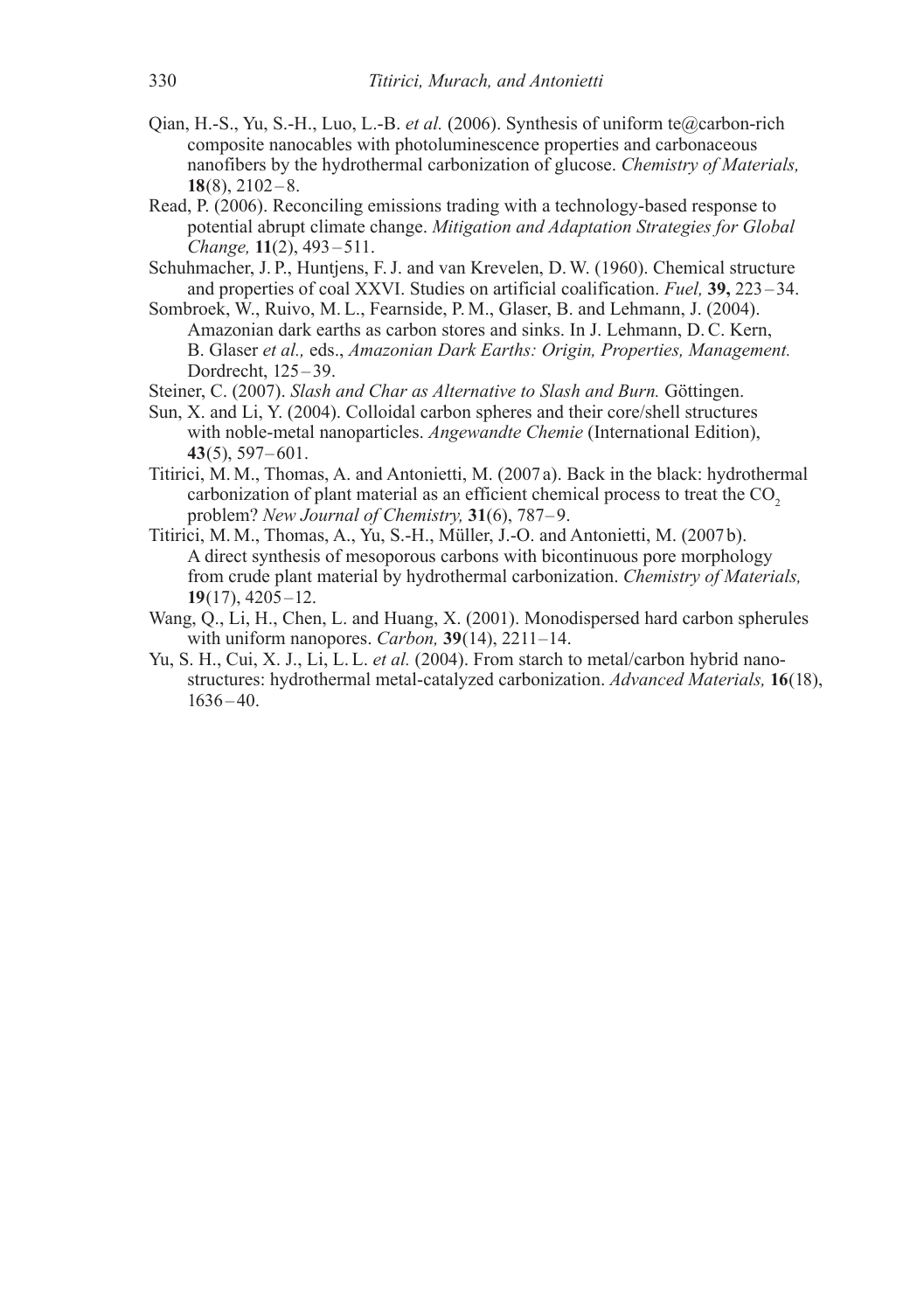Qian, H.-S., Yu, S.-H., Luo, L.-B. *et al.* (2006). Synthesis of uniform te@carbon-rich composite nanocables with photoluminescence properties and carbonaceous nanofibers by the hydrothermal carbonization of glucose. *Chemistry of Materials,* **18**(8), 2102 – 8.

Read, P. (2006). Reconciling emissions trading with a technology-based response to potential abrupt climate change. *Mitigation and Adaptation Strategies for Global Change,* **11**(2), 493 – 511.

Schuhmacher, J. P., Huntjens, F. J. and van Krevelen, D. W. (1960). Chemical structure and properties of coal XXVI. Studies on artificial coalification. *Fuel,* **39,** 223 – 34.

Sombroek, W., Ruivo, M. L., Fearnside, P. M., Glaser, B. and Lehmann, J. (2004). Amazonian dark earths as carbon stores and sinks. In J. Lehmann, D. C. Kern, B. Glaser *et al.,* eds., *Amazonian Dark Earths: Origin, Properties, Management.* Dordrecht, 125 – 39.

Steiner, C. (2007). *Slash and Char as Alternative to Slash and Burn.* Göttingen.

Sun, X. and Li, Y. (2004). Colloidal carbon spheres and their core/shell structures with noble-metal nanoparticles. *Angewandte Chemie* (International Edition), **43**(5), 597– 601.

Titirici, M. M., Thomas, A. and Antonietti, M. (2007 a). Back in the black: hydrothermal carbonization of plant material as an efficient chemical process to treat the $CO_2$ problem? *New Journal of Chemistry,* **31**(6), 787– 9.

Titirici, M. M., Thomas, A., Yu, S.-H., Müller, J.-O. and Antonietti, M. (2007 b). A direct synthesis of mesoporous carbons with bicontinuous pore morphology from crude plant material by hydrothermal carbonization. *Chemistry of Materials,* **19**(17), 4205 – 12.

Wang, Q., Li, H., Chen, L. and Huang, X. (2001). Monodispersed hard carbon spherules with uniform nanopores. *Carbon,* **39**(14), 2211– 14.

Yu, S. H., Cui, X. J., Li, L. L. *et al.* (2004). From starch to metal/carbon hybrid nanostructures: hydrothermal metal-catalyzed carbonization. *Advanced Materials,* **16**(18), 1636 – 40.